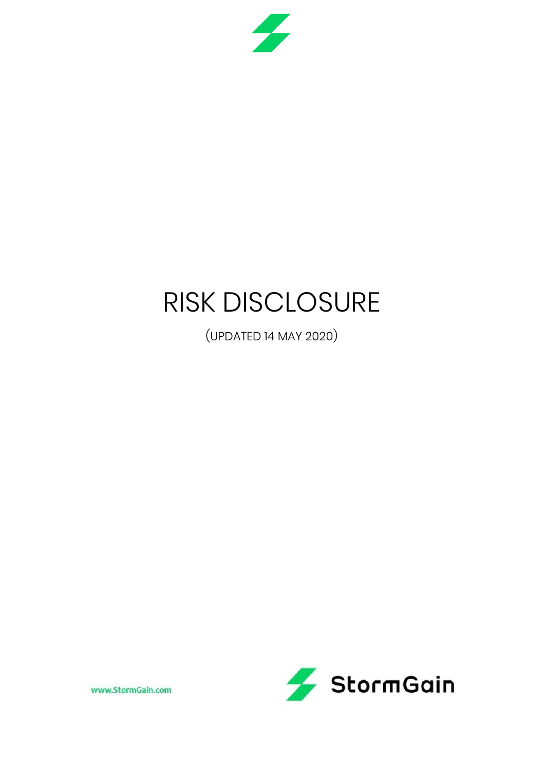# RISK DISCLOSURE

(UPDATED 14 MAY 2020)

www.StormGain.com

StormGain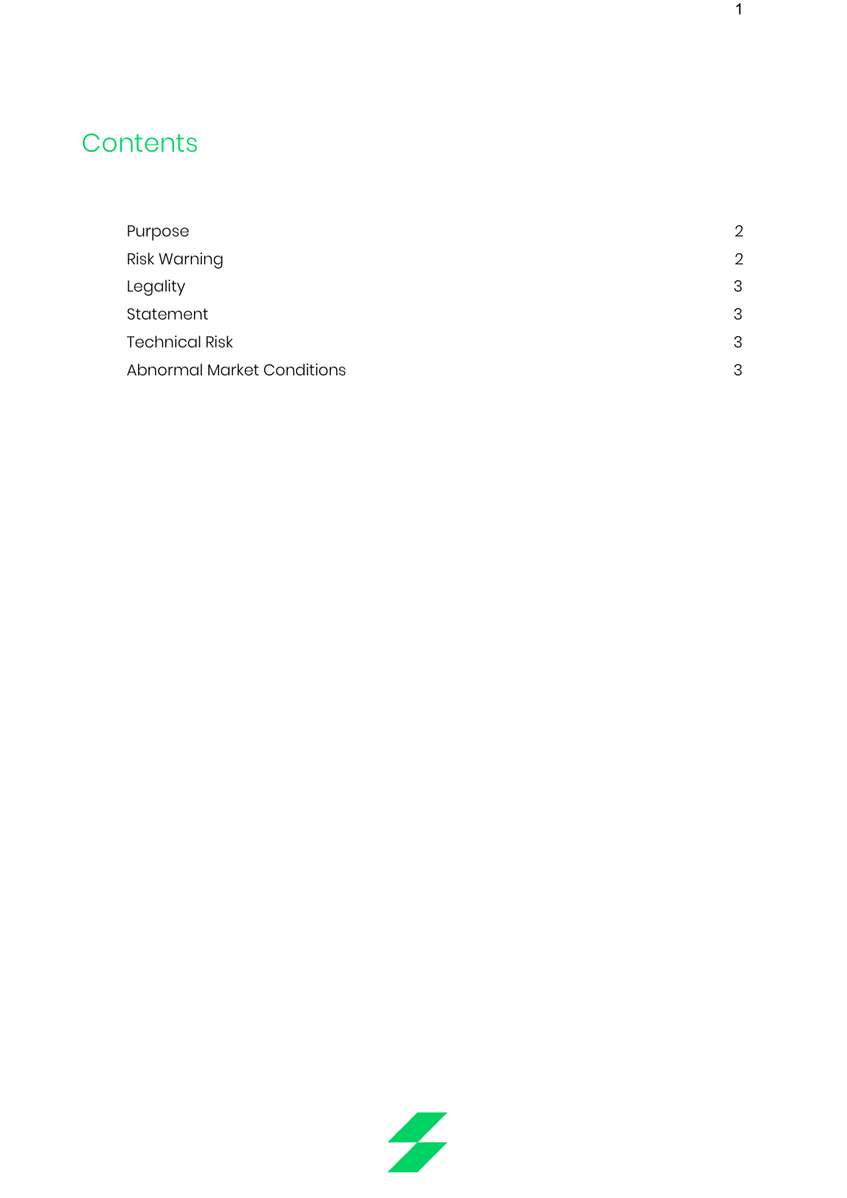# Contents

| | |
|---|---|
| Purpose | 2 |
| Risk Warning | 2 |
| Legality | 3 |
| Statement | 3 |
| Technical Risk | 3 |
| Abnormal Market Conditions | 3 |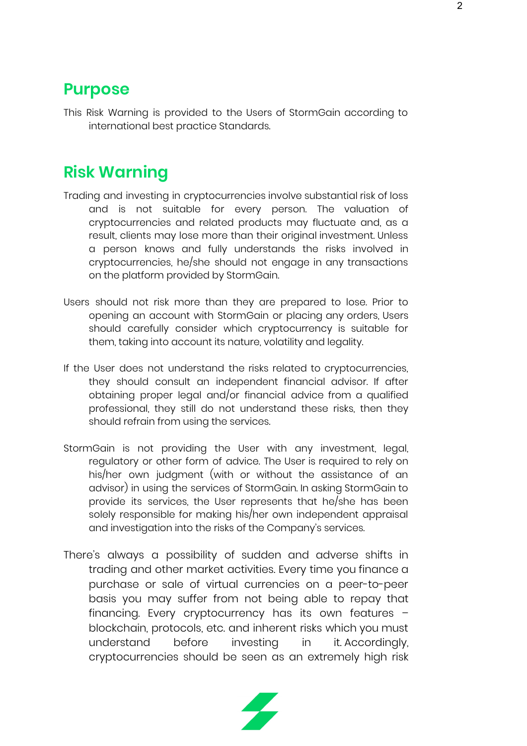## Purpose

This Risk Warning is provided to the Users of StormGain according to international best practice Standards.

## Risk Warning

Trading and investing in cryptocurrencies involve substantial risk of loss and is not suitable for every person. The valuation of cryptocurrencies and related products may fluctuate and, as a result, clients may lose more than their original investment. Unless a person knows and fully understands the risks involved in cryptocurrencies, he/she should not engage in any transactions on the platform provided by StormGain.

Users should not risk more than they are prepared to lose. Prior to opening an account with StormGain or placing any orders, Users should carefully consider which cryptocurrency is suitable for them, taking into account its nature, volatility and legality.

If the User does not understand the risks related to cryptocurrencies, they should consult an independent financial advisor. If after obtaining proper legal and/or financial advice from a qualified professional, they still do not understand these risks, then they should refrain from using the services.

StormGain is not providing the User with any investment, legal, regulatory or other form of advice. The User is required to rely on his/her own judgment (with or without the assistance of an advisor) in using the services of StormGain. In asking StormGain to provide its services, the User represents that he/she has been solely responsible for making his/her own independent appraisal and investigation into the risks of the Company's services.

There's always a possibility of sudden and adverse shifts in trading and other market activities. Every time you finance a purchase or sale of virtual currencies on a peer-to-peer basis you may suffer from not being able to repay that financing. Every cryptocurrency has its own features – blockchain, protocols, etc. and inherent risks which you must understand before investing in it. Accordingly, cryptocurrencies should be seen as an extremely high risk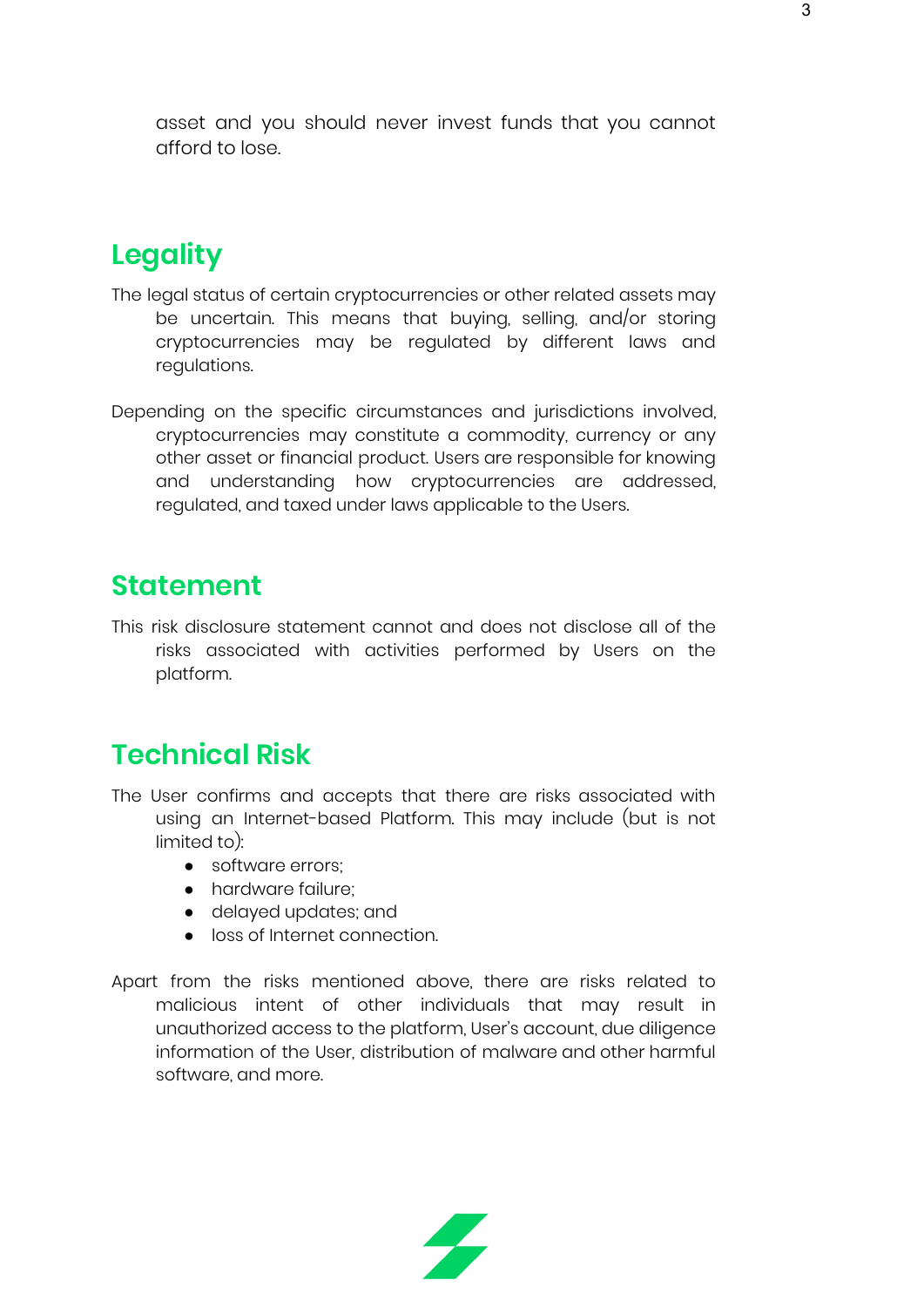asset and you should never invest funds that you cannot afford to lose.

## Legality

The legal status of certain cryptocurrencies or other related assets may be uncertain. This means that buying, selling, and/or storing cryptocurrencies may be regulated by different laws and regulations.

Depending on the specific circumstances and jurisdictions involved, cryptocurrencies may constitute a commodity, currency or any other asset or financial product. Users are responsible for knowing and understanding how cryptocurrencies are addressed, regulated, and taxed under laws applicable to the Users.

## Statement

This risk disclosure statement cannot and does not disclose all of the risks associated with activities performed by Users on the platform.

## Technical Risk

The User confirms and accepts that there are risks associated with using an Internet-based Platform. This may include (but is not limited to):

- software errors;
- hardware failure;
- delayed updates; and
- loss of Internet connection.

Apart from the risks mentioned above, there are risks related to malicious intent of other individuals that may result in unauthorized access to the platform, User's account, due diligence information of the User, distribution of malware and other harmful software, and more.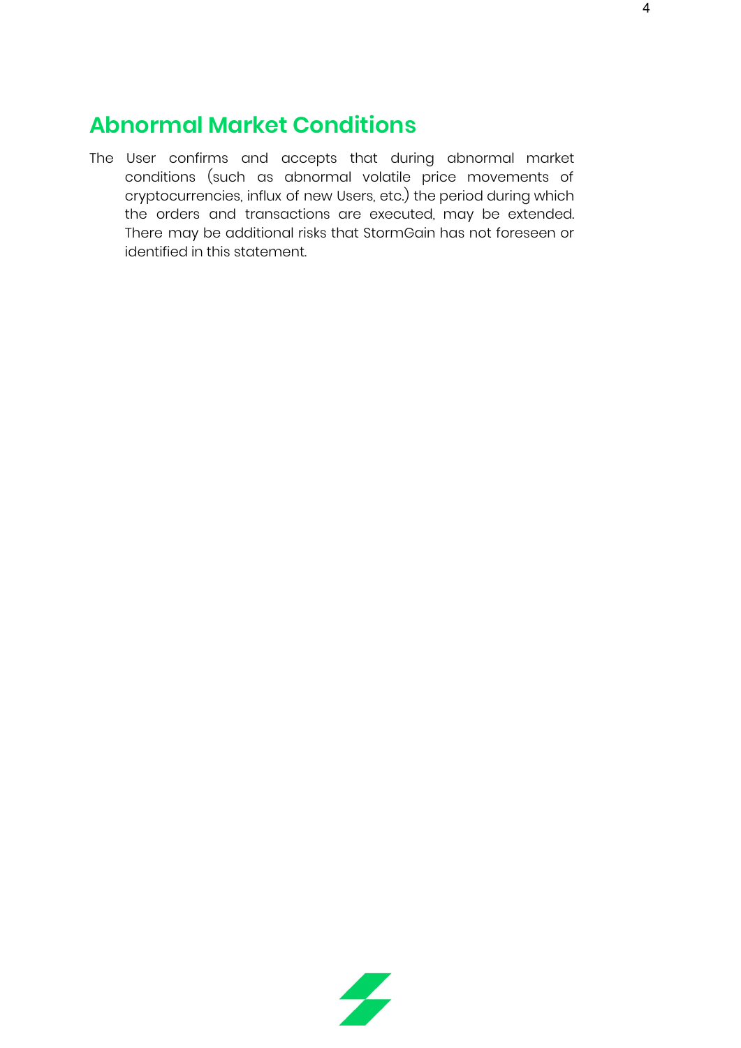## Abnormal Market Conditions

The User confirms and accepts that during abnormal market conditions (such as abnormal volatile price movements of cryptocurrencies, influx of new Users, etc.) the period during which the orders and transactions are executed, may be extended. There may be additional risks that StormGain has not foreseen or identified in this statement.